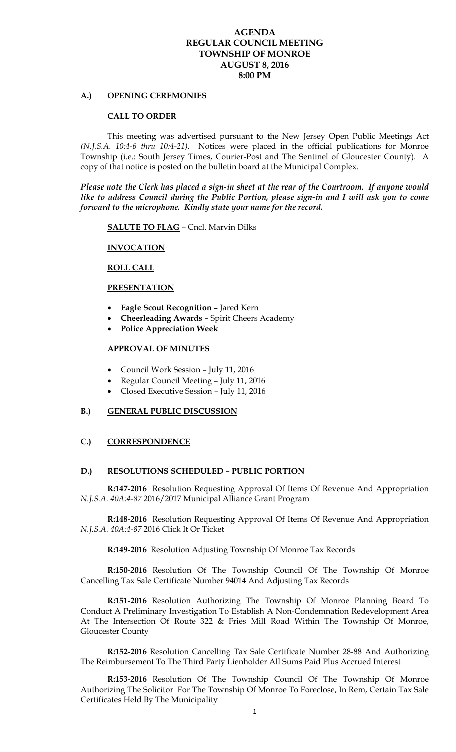# AGENDA
# REGULAR COUNCIL MEETING
# TOWNSHIP OF MONROE
# AUGUST 8, 2016
# 8:00 PM

## A.) OPENING CEREMONIES

### CALL TO ORDER

This meeting was advertised pursuant to the New Jersey Open Public Meetings Act *(N.J.S.A. 10:4-6 thru 10:4-21).* Notices were placed in the official publications for Monroe Township (i.e.: South Jersey Times, Courier-Post and The Sentinel of Gloucester County). A copy of that notice is posted on the bulletin board at the Municipal Complex.

***Please note the Clerk has placed a sign-in sheet at the rear of the Courtroom. If anyone would like to address Council during the Public Portion, please sign-in and I will ask you to come forward to the microphone. Kindly state your name for the record.***

**SALUTE TO FLAG** – Cncl. Marvin Dilks

**INVOCATION**

**ROLL CALL**

**PRESENTATION**

- **Eagle Scout Recognition –** Jared Kern
- **Cheerleading Awards –** Spirit Cheers Academy
- **Police Appreciation Week**

**APPROVAL OF MINUTES**

- Council Work Session – July 11, 2016
- Regular Council Meeting – July 11, 2016
- Closed Executive Session – July 11, 2016

## B.) GENERAL PUBLIC DISCUSSION

## C.) CORRESPONDENCE

## D.) RESOLUTIONS SCHEDULED – PUBLIC PORTION

**R:147-2016** Resolution Requesting Approval Of Items Of Revenue And Appropriation *N.J.S.A. 40A:4-87* 2016/2017 Municipal Alliance Grant Program

**R:148-2016** Resolution Requesting Approval Of Items Of Revenue And Appropriation *N.J.S.A. 40A:4-87* 2016 Click It Or Ticket

**R:149-2016** Resolution Adjusting Township Of Monroe Tax Records

**R:150-2016** Resolution Of The Township Council Of The Township Of Monroe Cancelling Tax Sale Certificate Number 94014 And Adjusting Tax Records

**R:151-2016** Resolution Authorizing The Township Of Monroe Planning Board To Conduct A Preliminary Investigation To Establish A Non-Condemnation Redevelopment Area At The Intersection Of Route 322 & Fries Mill Road Within The Township Of Monroe, Gloucester County

**R:152-2016** Resolution Cancelling Tax Sale Certificate Number 28-88 And Authorizing The Reimbursement To The Third Party Lienholder All Sums Paid Plus Accrued Interest

**R:153-2016** Resolution Of The Township Council Of The Township Of Monroe Authorizing The Solicitor For The Township Of Monroe To Foreclose, In Rem, Certain Tax Sale Certificates Held By The Municipality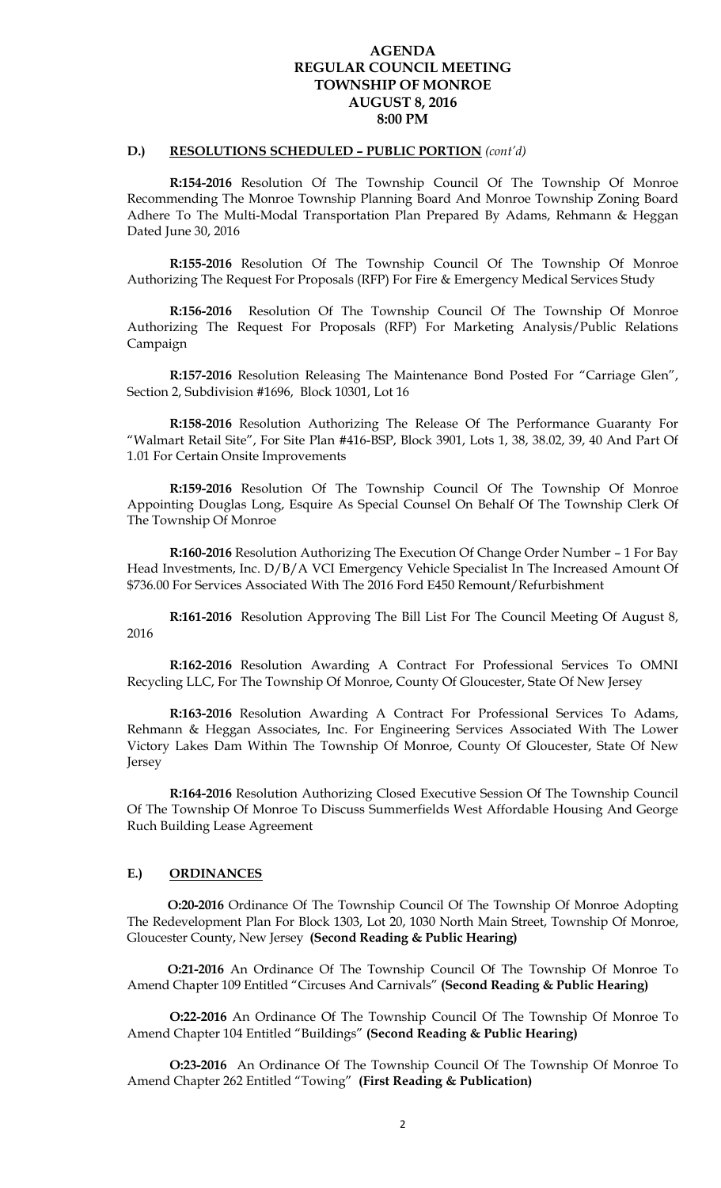# AGENDA
# REGULAR COUNCIL MEETING
# TOWNSHIP OF MONROE
# AUGUST 8, 2016
# 8:00 PM

## D.) RESOLUTIONS SCHEDULED – PUBLIC PORTION *(cont'd)*

**R:154-2016** Resolution Of The Township Council Of The Township Of Monroe Recommending The Monroe Township Planning Board And Monroe Township Zoning Board Adhere To The Multi-Modal Transportation Plan Prepared By Adams, Rehmann & Heggan Dated June 30, 2016

**R:155-2016** Resolution Of The Township Council Of The Township Of Monroe Authorizing The Request For Proposals (RFP) For Fire & Emergency Medical Services Study

**R:156-2016** Resolution Of The Township Council Of The Township Of Monroe Authorizing The Request For Proposals (RFP) For Marketing Analysis/Public Relations Campaign

**R:157-2016** Resolution Releasing The Maintenance Bond Posted For "Carriage Glen", Section 2, Subdivision #1696, Block 10301, Lot 16

**R:158-2016** Resolution Authorizing The Release Of The Performance Guaranty For "Walmart Retail Site", For Site Plan #416-BSP, Block 3901, Lots 1, 38, 38.02, 39, 40 And Part Of 1.01 For Certain Onsite Improvements

**R:159-2016** Resolution Of The Township Council Of The Township Of Monroe Appointing Douglas Long, Esquire As Special Counsel On Behalf Of The Township Clerk Of The Township Of Monroe

**R:160-2016** Resolution Authorizing The Execution Of Change Order Number – 1 For Bay Head Investments, Inc. D/B/A VCI Emergency Vehicle Specialist In The Increased Amount Of $736.00 For Services Associated With The 2016 Ford E450 Remount/Refurbishment

**R:161-2016** Resolution Approving The Bill List For The Council Meeting Of August 8, 2016

**R:162-2016** Resolution Awarding A Contract For Professional Services To OMNI Recycling LLC, For The Township Of Monroe, County Of Gloucester, State Of New Jersey

**R:163-2016** Resolution Awarding A Contract For Professional Services To Adams, Rehmann & Heggan Associates, Inc. For Engineering Services Associated With The Lower Victory Lakes Dam Within The Township Of Monroe, County Of Gloucester, State Of New Jersey

**R:164-2016** Resolution Authorizing Closed Executive Session Of The Township Council Of The Township Of Monroe To Discuss Summerfields West Affordable Housing And George Ruch Building Lease Agreement

## E.) ORDINANCES

**O:20-2016** Ordinance Of The Township Council Of The Township Of Monroe Adopting The Redevelopment Plan For Block 1303, Lot 20, 1030 North Main Street, Township Of Monroe, Gloucester County, New Jersey **(Second Reading & Public Hearing)**

**O:21-2016** An Ordinance Of The Township Council Of The Township Of Monroe To Amend Chapter 109 Entitled "Circuses And Carnivals" **(Second Reading & Public Hearing)**

**O:22-2016** An Ordinance Of The Township Council Of The Township Of Monroe To Amend Chapter 104 Entitled "Buildings" **(Second Reading & Public Hearing)**

**O:23-2016** An Ordinance Of The Township Council Of The Township Of Monroe To Amend Chapter 262 Entitled "Towing" **(First Reading & Publication)**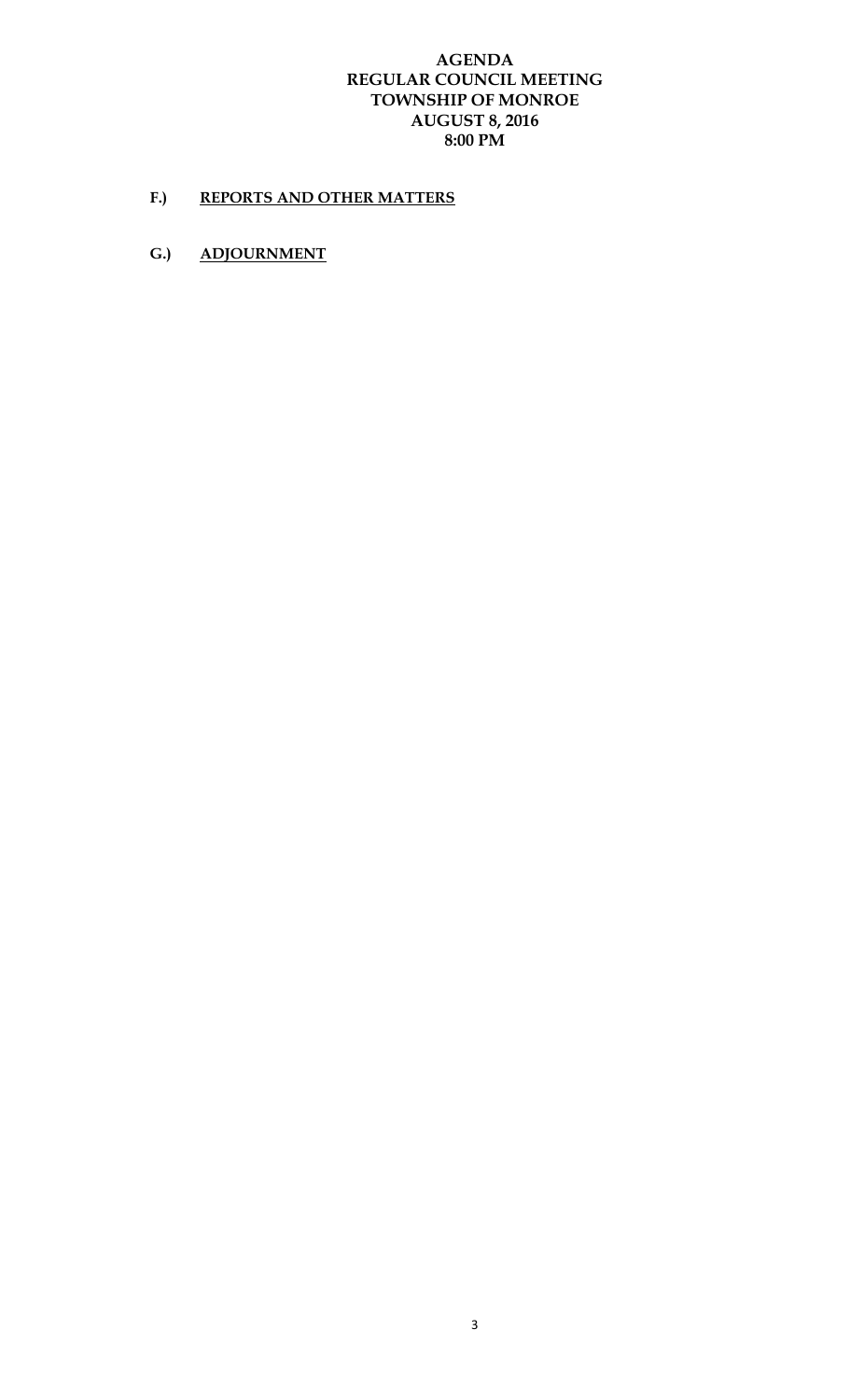**AGENDA**
**REGULAR COUNCIL MEETING**
**TOWNSHIP OF MONROE**
**AUGUST 8, 2016**
**8:00 PM**

**F.) REPORTS AND OTHER MATTERS**

**G.) ADJOURNMENT**